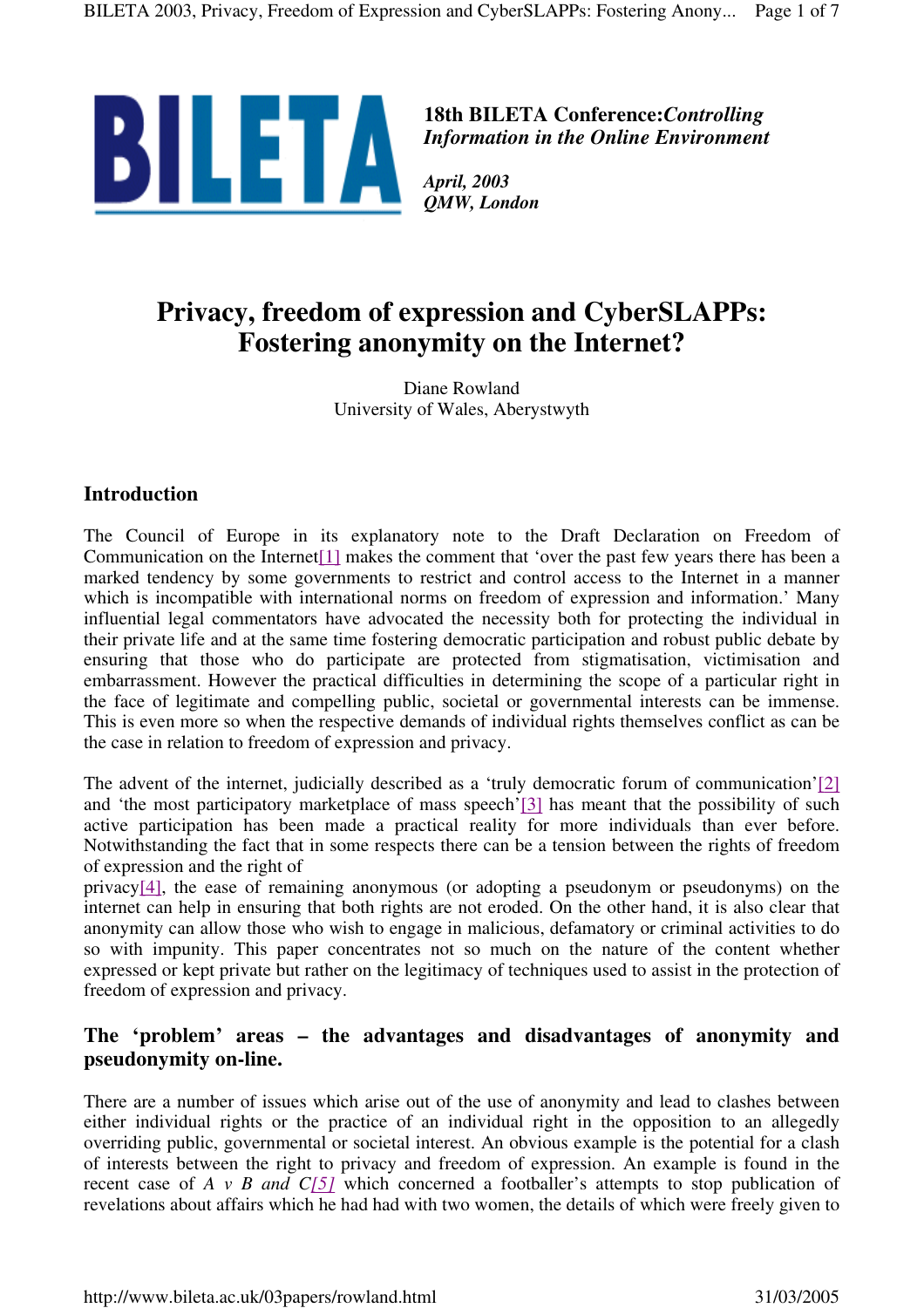**18th BILETA Conference:** ***Controlling Information in the Online Environment***

***April, 2003***
***QMW, London***

# Privacy, freedom of expression and CyberSLAPPs: Fostering anonymity on the Internet?

Diane Rowland
University of Wales, Aberystwyth

## Introduction

The Council of Europe in its explanatory note to the Draft Declaration on Freedom of Communication on the Internet[1] makes the comment that 'over the past few years there has been a marked tendency by some governments to restrict and control access to the Internet in a manner which is incompatible with international norms on freedom of expression and information.' Many influential legal commentators have advocated the necessity both for protecting the individual in their private life and at the same time fostering democratic participation and robust public debate by ensuring that those who do participate are protected from stigmatisation, victimisation and embarrassment. However the practical difficulties in determining the scope of a particular right in the face of legitimate and compelling public, societal or governmental interests can be immense. This is even more so when the respective demands of individual rights themselves conflict as can be the case in relation to freedom of expression and privacy.

The advent of the internet, judicially described as a 'truly democratic forum of communication'[2] and 'the most participatory marketplace of mass speech'[3] has meant that the possibility of such active participation has been made a practical reality for more individuals than ever before. Notwithstanding the fact that in some respects there can be a tension between the rights of freedom of expression and the right of privacy[4], the ease of remaining anonymous (or adopting a pseudonym or pseudonyms) on the internet can help in ensuring that both rights are not eroded. On the other hand, it is also clear that anonymity can allow those who wish to engage in malicious, defamatory or criminal activities to do so with impunity. This paper concentrates not so much on the nature of the content whether expressed or kept private but rather on the legitimacy of techniques used to assist in the protection of freedom of expression and privacy.

## The 'problem' areas – the advantages and disadvantages of anonymity and pseudonymity on-line.

There are a number of issues which arise out of the use of anonymity and lead to clashes between either individual rights or the practice of an individual right in the opposition to an allegedly overriding public, governmental or societal interest. An obvious example is the potential for a clash of interests between the right to privacy and freedom of expression. An example is found in the recent case of *A v B and C[5]* which concerned a footballer's attempts to stop publication of revelations about affairs which he had had with two women, the details of which were freely given to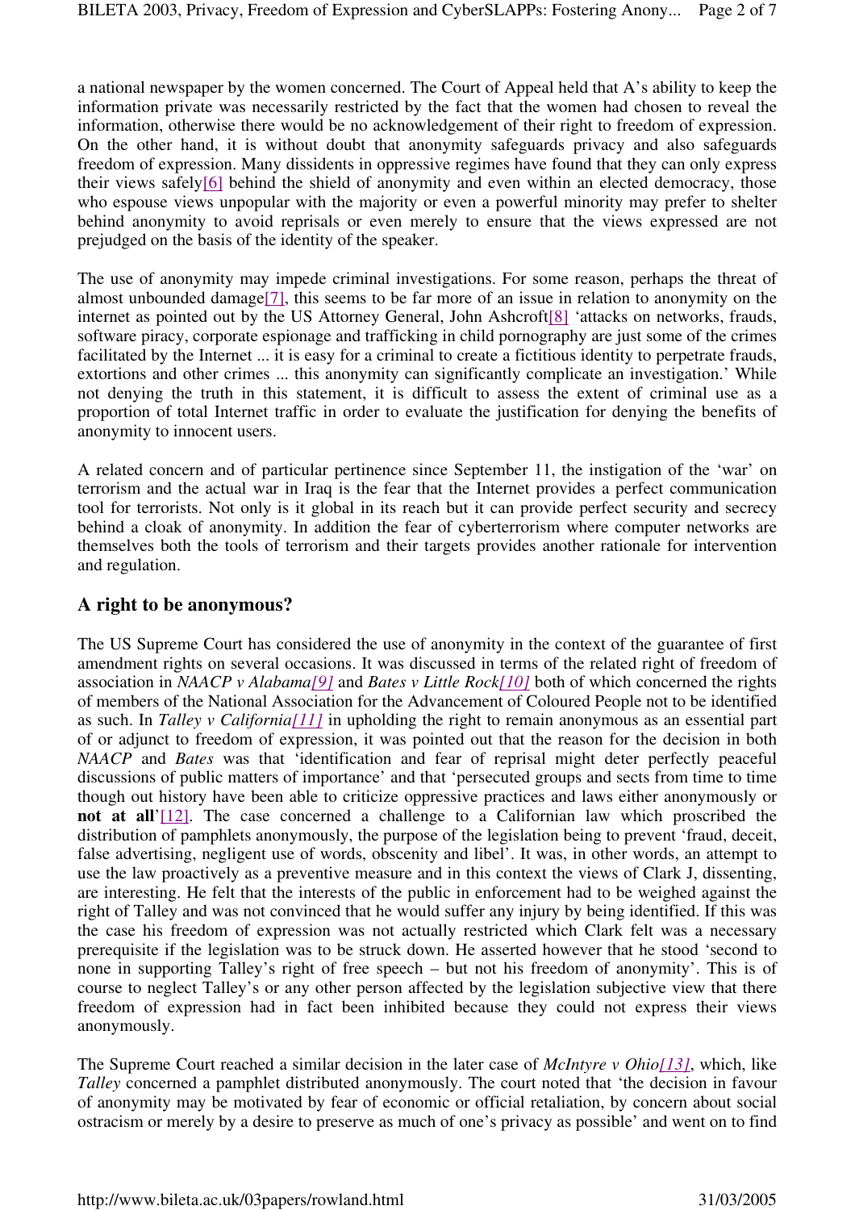a national newspaper by the women concerned. The Court of Appeal held that A's ability to keep the information private was necessarily restricted by the fact that the women had chosen to reveal the information, otherwise there would be no acknowledgement of their right to freedom of expression. On the other hand, it is without doubt that anonymity safeguards privacy and also safeguards freedom of expression. Many dissidents in oppressive regimes have found that they can only express their views safely[6] behind the shield of anonymity and even within an elected democracy, those who espouse views unpopular with the majority or even a powerful minority may prefer to shelter behind anonymity to avoid reprisals or even merely to ensure that the views expressed are not prejudged on the basis of the identity of the speaker.

The use of anonymity may impede criminal investigations. For some reason, perhaps the threat of almost unbounded damage[7], this seems to be far more of an issue in relation to anonymity on the internet as pointed out by the US Attorney General, John Ashcroft[8] 'attacks on networks, frauds, software piracy, corporate espionage and trafficking in child pornography are just some of the crimes facilitated by the Internet ... it is easy for a criminal to create a fictitious identity to perpetrate frauds, extortions and other crimes ... this anonymity can significantly complicate an investigation.' While not denying the truth in this statement, it is difficult to assess the extent of criminal use as a proportion of total Internet traffic in order to evaluate the justification for denying the benefits of anonymity to innocent users.

A related concern and of particular pertinence since September 11, the instigation of the 'war' on terrorism and the actual war in Iraq is the fear that the Internet provides a perfect communication tool for terrorists. Not only is it global in its reach but it can provide perfect security and secrecy behind a cloak of anonymity. In addition the fear of cyberterrorism where computer networks are themselves both the tools of terrorism and their targets provides another rationale for intervention and regulation.

## A right to be anonymous?

The US Supreme Court has considered the use of anonymity in the context of the guarantee of first amendment rights on several occasions. It was discussed in terms of the related right of freedom of association in *NAACP v Alabama[9]* and *Bates v Little Rock[10]* both of which concerned the rights of members of the National Association for the Advancement of Coloured People not to be identified as such. In *Talley v California[11]* in upholding the right to remain anonymous as an essential part of or adjunct to freedom of expression, it was pointed out that the reason for the decision in both *NAACP* and *Bates* was that 'identification and fear of reprisal might deter perfectly peaceful discussions of public matters of importance' and that 'persecuted groups and sects from time to time though out history have been able to criticize oppressive practices and laws either anonymously or **not at all**'[12]. The case concerned a challenge to a Californian law which proscribed the distribution of pamphlets anonymously, the purpose of the legislation being to prevent 'fraud, deceit, false advertising, negligent use of words, obscenity and libel'. It was, in other words, an attempt to use the law proactively as a preventive measure and in this context the views of Clark J, dissenting, are interesting. He felt that the interests of the public in enforcement had to be weighed against the right of Talley and was not convinced that he would suffer any injury by being identified. If this was the case his freedom of expression was not actually restricted which Clark felt was a necessary prerequisite if the legislation was to be struck down. He asserted however that he stood 'second to none in supporting Talley's right of free speech – but not his freedom of anonymity'. This is of course to neglect Talley's or any other person affected by the legislation subjective view that there freedom of expression had in fact been inhibited because they could not express their views anonymously.

The Supreme Court reached a similar decision in the later case of *McIntyre v Ohio[13]*, which, like *Talley* concerned a pamphlet distributed anonymously. The court noted that 'the decision in favour of anonymity may be motivated by fear of economic or official retaliation, by concern about social ostracism or merely by a desire to preserve as much of one's privacy as possible' and went on to find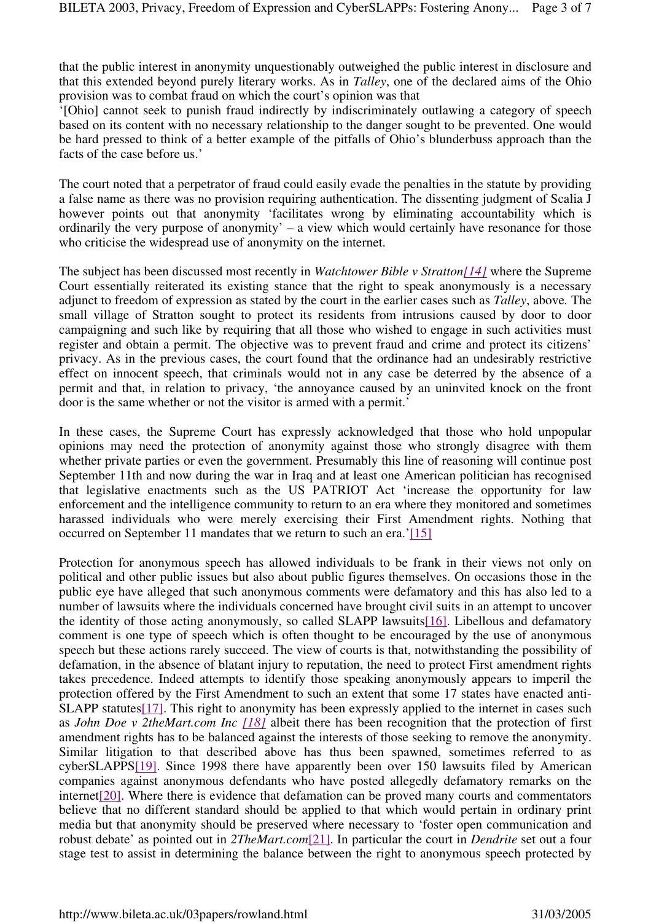that the public interest in anonymity unquestionably outweighed the public interest in disclosure and that this extended beyond purely literary works. As in *Talley*, one of the declared aims of the Ohio provision was to combat fraud on which the court's opinion was that

'[Ohio] cannot seek to punish fraud indirectly by indiscriminately outlawing a category of speech based on its content with no necessary relationship to the danger sought to be prevented. One would be hard pressed to think of a better example of the pitfalls of Ohio's blunderbuss approach than the facts of the case before us.'

The court noted that a perpetrator of fraud could easily evade the penalties in the statute by providing a false name as there was no provision requiring authentication. The dissenting judgment of Scalia J however points out that anonymity 'facilitates wrong by eliminating accountability which is ordinarily the very purpose of anonymity' – a view which would certainly have resonance for those who criticise the widespread use of anonymity on the internet.

The subject has been discussed most recently in *Watchtower Bible v Stratton[14]* where the Supreme Court essentially reiterated its existing stance that the right to speak anonymously is a necessary adjunct to freedom of expression as stated by the court in the earlier cases such as *Talley*, above. The small village of Stratton sought to protect its residents from intrusions caused by door to door campaigning and such like by requiring that all those who wished to engage in such activities must register and obtain a permit. The objective was to prevent fraud and crime and protect its citizens' privacy. As in the previous cases, the court found that the ordinance had an undesirably restrictive effect on innocent speech, that criminals would not in any case be deterred by the absence of a permit and that, in relation to privacy, 'the annoyance caused by an uninvited knock on the front door is the same whether or not the visitor is armed with a permit.'

In these cases, the Supreme Court has expressly acknowledged that those who hold unpopular opinions may need the protection of anonymity against those who strongly disagree with them whether private parties or even the government. Presumably this line of reasoning will continue post September 11th and now during the war in Iraq and at least one American politician has recognised that legislative enactments such as the US PATRIOT Act 'increase the opportunity for law enforcement and the intelligence community to return to an era where they monitored and sometimes harassed individuals who were merely exercising their First Amendment rights. Nothing that occurred on September 11 mandates that we return to such an era.'[15]

Protection for anonymous speech has allowed individuals to be frank in their views not only on political and other public issues but also about public figures themselves. On occasions those in the public eye have alleged that such anonymous comments were defamatory and this has also led to a number of lawsuits where the individuals concerned have brought civil suits in an attempt to uncover the identity of those acting anonymously, so called SLAPP lawsuits[16]. Libellous and defamatory comment is one type of speech which is often thought to be encouraged by the use of anonymous speech but these actions rarely succeed. The view of courts is that, notwithstanding the possibility of defamation, in the absence of blatant injury to reputation, the need to protect First amendment rights takes precedence. Indeed attempts to identify those speaking anonymously appears to imperil the protection offered by the First Amendment to such an extent that some 17 states have enacted anti-SLAPP statutes[17]. This right to anonymity has been expressly applied to the internet in cases such as *John Doe v 2theMart.com Inc [18]* albeit there has been recognition that the protection of first amendment rights has to be balanced against the interests of those seeking to remove the anonymity. Similar litigation to that described above has thus been spawned, sometimes referred to as cyberSLAPPS[19]. Since 1998 there have apparently been over 150 lawsuits filed by American companies against anonymous defendants who have posted allegedly defamatory remarks on the internet[20]. Where there is evidence that defamation can be proved many courts and commentators believe that no different standard should be applied to that which would pertain in ordinary print media but that anonymity should be preserved where necessary to 'foster open communication and robust debate' as pointed out in *2TheMart.com*[21]. In particular the court in *Dendrite* set out a four stage test to assist in determining the balance between the right to anonymous speech protected by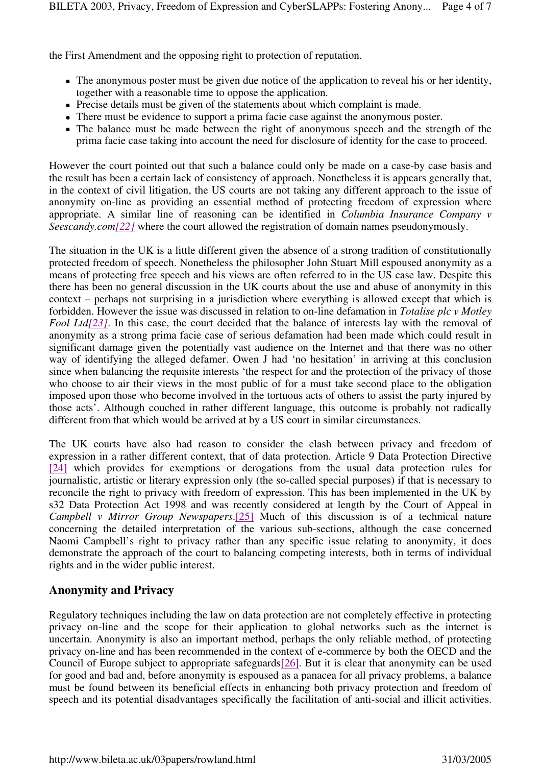the First Amendment and the opposing right to protection of reputation.

- The anonymous poster must be given due notice of the application to reveal his or her identity, together with a reasonable time to oppose the application.
- Precise details must be given of the statements about which complaint is made.
- There must be evidence to support a prima facie case against the anonymous poster.
- The balance must be made between the right of anonymous speech and the strength of the prima facie case taking into account the need for disclosure of identity for the case to proceed.

However the court pointed out that such a balance could only be made on a case-by case basis and the result has been a certain lack of consistency of approach. Nonetheless it is appears generally that, in the context of civil litigation, the US courts are not taking any different approach to the issue of anonymity on-line as providing an essential method of protecting freedom of expression where appropriate. A similar line of reasoning can be identified in *Columbia Insurance Company v Seescandy.com*[22] where the court allowed the registration of domain names pseudonymously.

The situation in the UK is a little different given the absence of a strong tradition of constitutionally protected freedom of speech. Nonetheless the philosopher John Stuart Mill espoused anonymity as a means of protecting free speech and his views are often referred to in the US case law. Despite this there has been no general discussion in the UK courts about the use and abuse of anonymity in this context – perhaps not surprising in a jurisdiction where everything is allowed except that which is forbidden. However the issue was discussed in relation to on-line defamation in *Totalise plc v Motley Fool Ltd*[23]. In this case, the court decided that the balance of interests lay with the removal of anonymity as a strong prima facie case of serious defamation had been made which could result in significant damage given the potentially vast audience on the Internet and that there was no other way of identifying the alleged defamer. Owen J had 'no hesitation' in arriving at this conclusion since when balancing the requisite interests 'the respect for and the protection of the privacy of those who choose to air their views in the most public of for a must take second place to the obligation imposed upon those who become involved in the tortuous acts of others to assist the party injured by those acts'. Although couched in rather different language, this outcome is probably not radically different from that which would be arrived at by a US court in similar circumstances.

The UK courts have also had reason to consider the clash between privacy and freedom of expression in a rather different context, that of data protection. Article 9 Data Protection Directive [24] which provides for exemptions or derogations from the usual data protection rules for journalistic, artistic or literary expression only (the so-called special purposes) if that is necessary to reconcile the right to privacy with freedom of expression. This has been implemented in the UK by s32 Data Protection Act 1998 and was recently considered at length by the Court of Appeal in *Campbell v Mirror Group Newspapers*.[25] Much of this discussion is of a technical nature concerning the detailed interpretation of the various sub-sections, although the case concerned Naomi Campbell's right to privacy rather than any specific issue relating to anonymity, it does demonstrate the approach of the court to balancing competing interests, both in terms of individual rights and in the wider public interest.

## Anonymity and Privacy

Regulatory techniques including the law on data protection are not completely effective in protecting privacy on-line and the scope for their application to global networks such as the internet is uncertain. Anonymity is also an important method, perhaps the only reliable method, of protecting privacy on-line and has been recommended in the context of e-commerce by both the OECD and the Council of Europe subject to appropriate safeguards[26]. But it is clear that anonymity can be used for good and bad and, before anonymity is espoused as a panacea for all privacy problems, a balance must be found between its beneficial effects in enhancing both privacy protection and freedom of speech and its potential disadvantages specifically the facilitation of anti-social and illicit activities.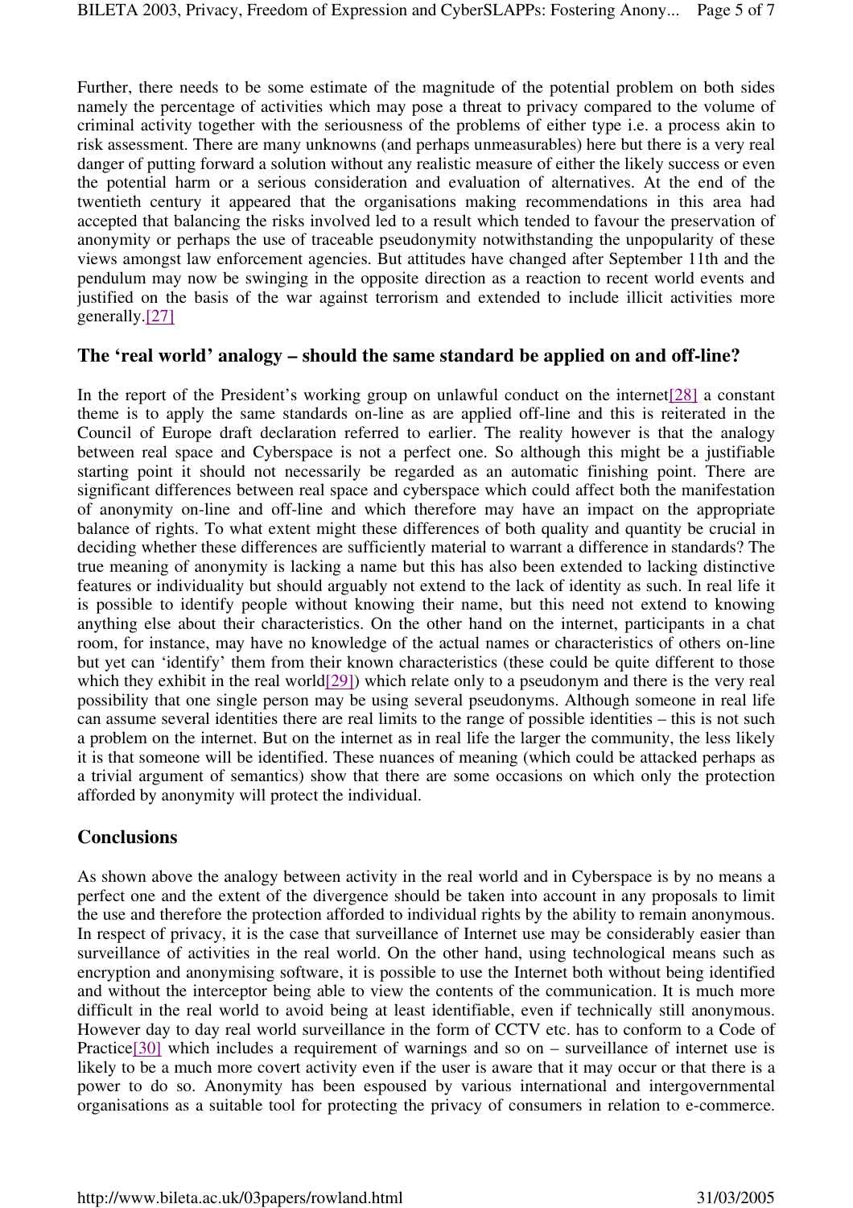Further, there needs to be some estimate of the magnitude of the potential problem on both sides namely the percentage of activities which may pose a threat to privacy compared to the volume of criminal activity together with the seriousness of the problems of either type i.e. a process akin to risk assessment. There are many unknowns (and perhaps unmeasurables) here but there is a very real danger of putting forward a solution without any realistic measure of either the likely success or even the potential harm or a serious consideration and evaluation of alternatives. At the end of the twentieth century it appeared that the organisations making recommendations in this area had accepted that balancing the risks involved led to a result which tended to favour the preservation of anonymity or perhaps the use of traceable pseudonymity notwithstanding the unpopularity of these views amongst law enforcement agencies. But attitudes have changed after September 11th and the pendulum may now be swinging in the opposite direction as a reaction to recent world events and justified on the basis of the war against terrorism and extended to include illicit activities more generally.[27]

## The 'real world' analogy – should the same standard be applied on and off-line?

In the report of the President's working group on unlawful conduct on the internet[28] a constant theme is to apply the same standards on-line as are applied off-line and this is reiterated in the Council of Europe draft declaration referred to earlier. The reality however is that the analogy between real space and Cyberspace is not a perfect one. So although this might be a justifiable starting point it should not necessarily be regarded as an automatic finishing point. There are significant differences between real space and cyberspace which could affect both the manifestation of anonymity on-line and off-line and which therefore may have an impact on the appropriate balance of rights. To what extent might these differences of both quality and quantity be crucial in deciding whether these differences are sufficiently material to warrant a difference in standards? The true meaning of anonymity is lacking a name but this has also been extended to lacking distinctive features or individuality but should arguably not extend to the lack of identity as such. In real life it is possible to identify people without knowing their name, but this need not extend to knowing anything else about their characteristics. On the other hand on the internet, participants in a chat room, for instance, may have no knowledge of the actual names or characteristics of others on-line but yet can 'identify' them from their known characteristics (these could be quite different to those which they exhibit in the real world[29]) which relate only to a pseudonym and there is the very real possibility that one single person may be using several pseudonyms. Although someone in real life can assume several identities there are real limits to the range of possible identities – this is not such a problem on the internet. But on the internet as in real life the larger the community, the less likely it is that someone will be identified. These nuances of meaning (which could be attacked perhaps as a trivial argument of semantics) show that there are some occasions on which only the protection afforded by anonymity will protect the individual.

## Conclusions

As shown above the analogy between activity in the real world and in Cyberspace is by no means a perfect one and the extent of the divergence should be taken into account in any proposals to limit the use and therefore the protection afforded to individual rights by the ability to remain anonymous. In respect of privacy, it is the case that surveillance of Internet use may be considerably easier than surveillance of activities in the real world. On the other hand, using technological means such as encryption and anonymising software, it is possible to use the Internet both without being identified and without the interceptor being able to view the contents of the communication. It is much more difficult in the real world to avoid being at least identifiable, even if technically still anonymous. However day to day real world surveillance in the form of CCTV etc. has to conform to a Code of Practice[30] which includes a requirement of warnings and so on – surveillance of internet use is likely to be a much more covert activity even if the user is aware that it may occur or that there is a power to do so. Anonymity has been espoused by various international and intergovernmental organisations as a suitable tool for protecting the privacy of consumers in relation to e-commerce.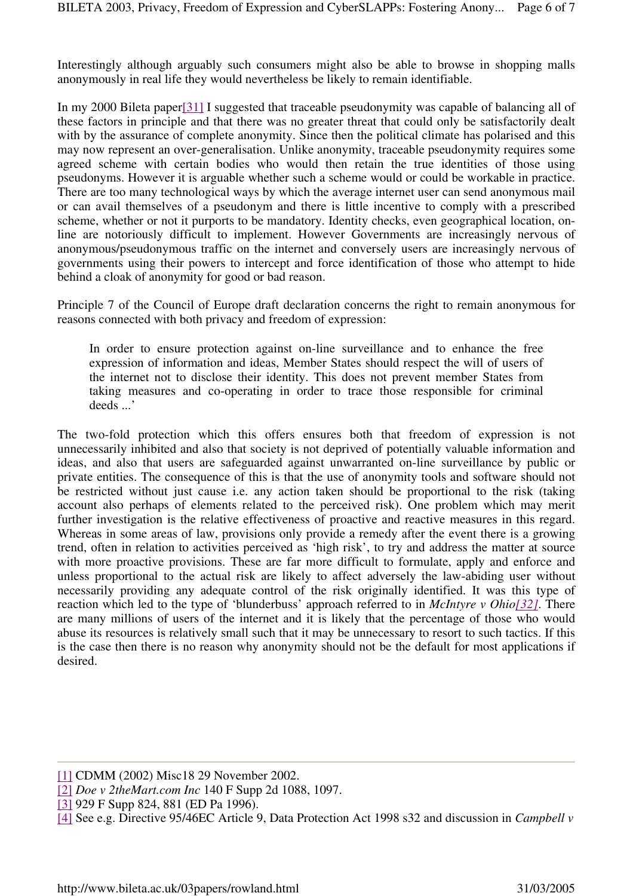Interestingly although arguably such consumers might also be able to browse in shopping malls anonymously in real life they would nevertheless be likely to remain identifiable.

In my 2000 Bileta paper[31] I suggested that traceable pseudonymity was capable of balancing all of these factors in principle and that there was no greater threat that could only be satisfactorily dealt with by the assurance of complete anonymity. Since then the political climate has polarised and this may now represent an over-generalisation. Unlike anonymity, traceable pseudonymity requires some agreed scheme with certain bodies who would then retain the true identities of those using pseudonyms. However it is arguable whether such a scheme would or could be workable in practice. There are too many technological ways by which the average internet user can send anonymous mail or can avail themselves of a pseudonym and there is little incentive to comply with a prescribed scheme, whether or not it purports to be mandatory. Identity checks, even geographical location, on-line are notoriously difficult to implement. However Governments are increasingly nervous of anonymous/pseudonymous traffic on the internet and conversely users are increasingly nervous of governments using their powers to intercept and force identification of those who attempt to hide behind a cloak of anonymity for good or bad reason.

Principle 7 of the Council of Europe draft declaration concerns the right to remain anonymous for reasons connected with both privacy and freedom of expression:

> In order to ensure protection against on-line surveillance and to enhance the free expression of information and ideas, Member States should respect the will of users of the internet not to disclose their identity. This does not prevent member States from taking measures and co-operating in order to trace those responsible for criminal deeds ...'

The two-fold protection which this offers ensures both that freedom of expression is not unnecessarily inhibited and also that society is not deprived of potentially valuable information and ideas, and also that users are safeguarded against unwarranted on-line surveillance by public or private entities. The consequence of this is that the use of anonymity tools and software should not be restricted without just cause i.e. any action taken should be proportional to the risk (taking account also perhaps of elements related to the perceived risk). One problem which may merit further investigation is the relative effectiveness of proactive and reactive measures in this regard. Whereas in some areas of law, provisions only provide a remedy after the event there is a growing trend, often in relation to activities perceived as 'high risk', to try and address the matter at source with more proactive provisions. These are far more difficult to formulate, apply and enforce and unless proportional to the actual risk are likely to affect adversely the law-abiding user without necessarily providing any adequate control of the risk originally identified. It was this type of reaction which led to the type of 'blunderbuss' approach referred to in *McIntyre v Ohio*[32]. There are many millions of users of the internet and it is likely that the percentage of those who would abuse its resources is relatively small such that it may be unnecessary to resort to such tactics. If this is the case then there is no reason why anonymity should not be the default for most applications if desired.

---

[1] CDMM (2002) Misc18 29 November 2002.

[2] *Doe v 2theMart.com Inc* 140 F Supp 2d 1088, 1097.

[3] 929 F Supp 824, 881 (ED Pa 1996).

[4] See e.g. Directive 95/46EC Article 9, Data Protection Act 1998 s32 and discussion in *Campbell v*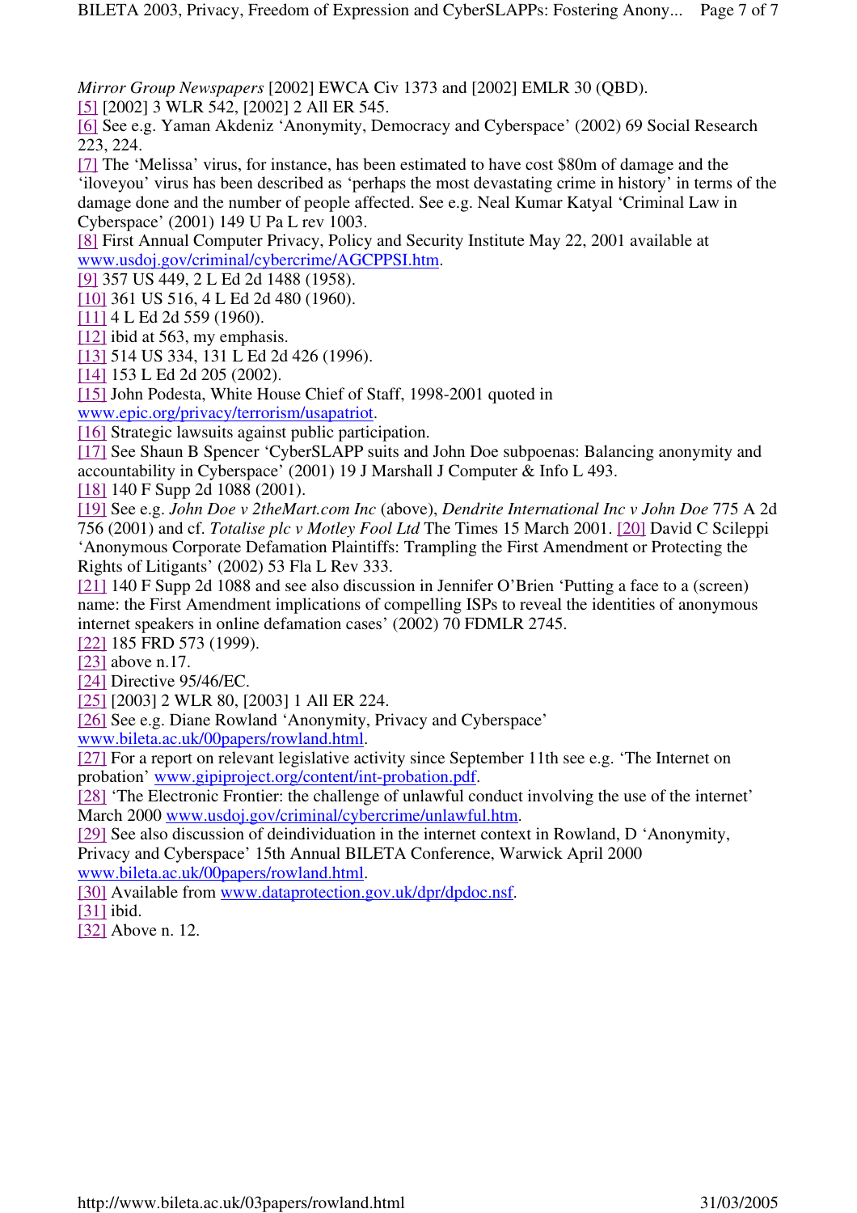*Mirror Group Newspapers* [2002] EWCA Civ 1373 and [2002] EMLR 30 (QBD).
[5] [2002] 3 WLR 542, [2002] 2 All ER 545.
[6] See e.g. Yaman Akdeniz 'Anonymity, Democracy and Cyberspace' (2002) 69 Social Research 223, 224.
[7] The 'Melissa' virus, for instance, has been estimated to have cost $80m of damage and the 'iloveyou' virus has been described as 'perhaps the most devastating crime in history' in terms of the damage done and the number of people affected. See e.g. Neal Kumar Katyal 'Criminal Law in Cyberspace' (2001) 149 U Pa L rev 1003.
[8] First Annual Computer Privacy, Policy and Security Institute May 22, 2001 available at www.usdoj.gov/criminal/cybercrime/AGCPPSI.htm.
[9] 357 US 449, 2 L Ed 2d 1488 (1958).
[10] 361 US 516, 4 L Ed 2d 480 (1960).
[11] 4 L Ed 2d 559 (1960).
[12] ibid at 563, my emphasis.
[13] 514 US 334, 131 L Ed 2d 426 (1996).
[14] 153 L Ed 2d 205 (2002).
[15] John Podesta, White House Chief of Staff, 1998-2001 quoted in www.epic.org/privacy/terrorism/usapatriot.
[16] Strategic lawsuits against public participation.
[17] See Shaun B Spencer 'CyberSLAPP suits and John Doe subpoenas: Balancing anonymity and accountability in Cyberspace' (2001) 19 J Marshall J Computer & Info L 493.
[18] 140 F Supp 2d 1088 (2001).
[19] See e.g. *John Doe v 2theMart.com Inc* (above), *Dendrite International Inc v John Doe* 775 A 2d 756 (2001) and cf. *Totalise plc v Motley Fool Ltd* The Times 15 March 2001. [20] David C Scileppi 'Anonymous Corporate Defamation Plaintiffs: Trampling the First Amendment or Protecting the Rights of Litigants' (2002) 53 Fla L Rev 333.
[21] 140 F Supp 2d 1088 and see also discussion in Jennifer O'Brien 'Putting a face to a (screen) name: the First Amendment implications of compelling ISPs to reveal the identities of anonymous internet speakers in online defamation cases' (2002) 70 FDMLR 2745.
[22] 185 FRD 573 (1999).
[23] above n.17.
[24] Directive 95/46/EC.
[25] [2003] 2 WLR 80, [2003] 1 All ER 224.
[26] See e.g. Diane Rowland 'Anonymity, Privacy and Cyberspace' www.bileta.ac.uk/00papers/rowland.html.
[27] For a report on relevant legislative activity since September 11th see e.g. 'The Internet on probation' www.gipiproject.org/content/int-probation.pdf.
[28] 'The Electronic Frontier: the challenge of unlawful conduct involving the use of the internet' March 2000 www.usdoj.gov/criminal/cybercrime/unlawful.htm.
[29] See also discussion of deindividuation in the internet context in Rowland, D 'Anonymity, Privacy and Cyberspace' 15th Annual BILETA Conference, Warwick April 2000 www.bileta.ac.uk/00papers/rowland.html.
[30] Available from www.dataprotection.gov.uk/dpr/dpdoc.nsf.
[31] ibid.
[32] Above n. 12.